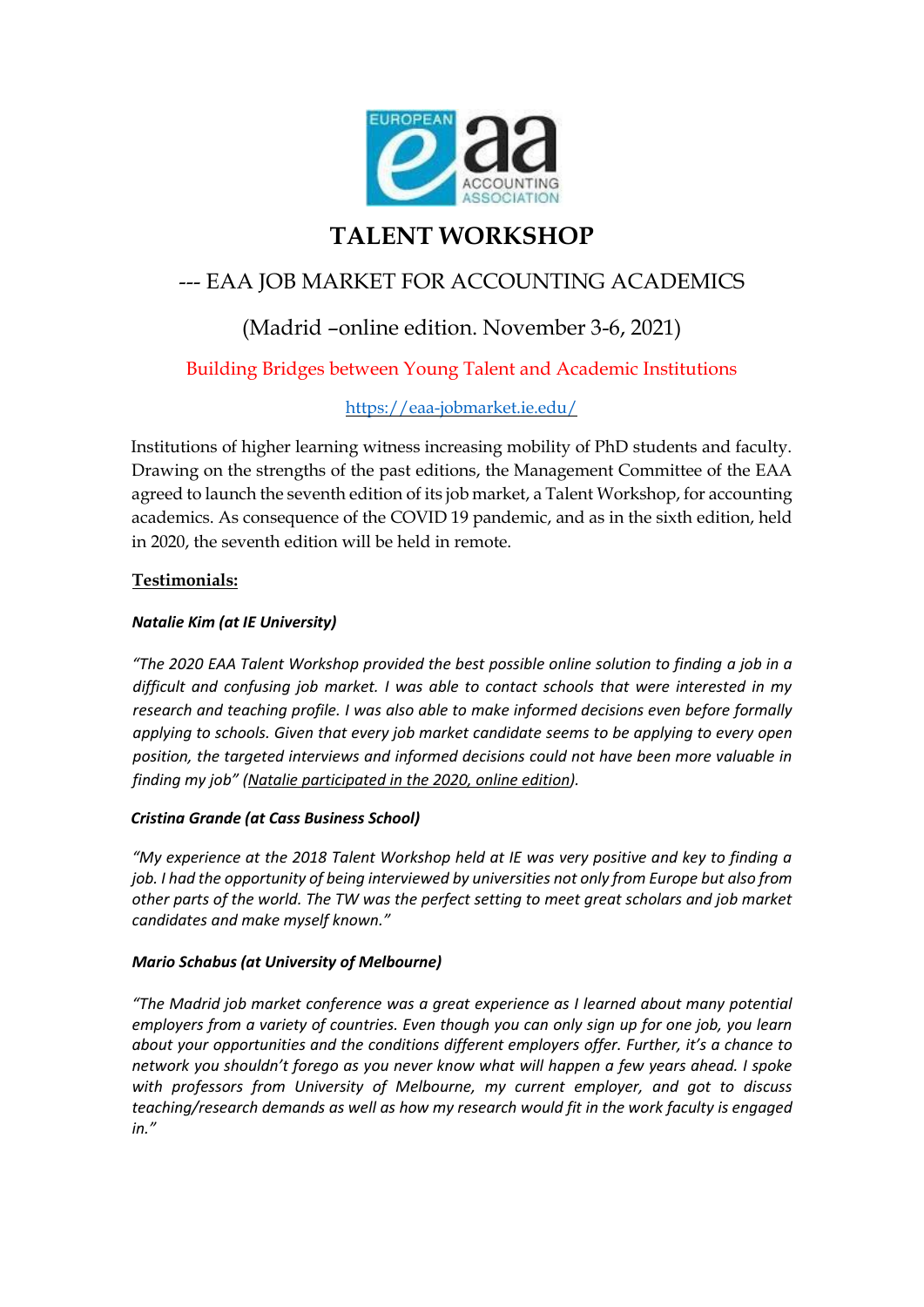# TALENT WORKSHOP

## --- EAA JOB MARKET FOR ACCOUNTING ACADEMICS

## (Madrid –online edition. November 3-6, 2021)

Building Bridges between Young Talent and Academic Institutions

https://eaa-jobmarket.ie.edu/

Institutions of higher learning witness increasing mobility of PhD students and faculty. Drawing on the strengths of the past editions, the Management Committee of the EAA agreed to launch the seventh edition of its job market, a Talent Workshop, for accounting academics. As consequence of the COVID 19 pandemic, and as in the sixth edition, held in 2020, the seventh edition will be held in remote.

**Testimonials:**

***Natalie Kim (at IE University)***

*"The 2020 EAA Talent Workshop provided the best possible online solution to finding a job in a difficult and confusing job market. I was able to contact schools that were interested in my research and teaching profile. I was also able to make informed decisions even before formally applying to schools. Given that every job market candidate seems to be applying to every open position, the targeted interviews and informed decisions could not have been more valuable in finding my job" (Natalie participated in the 2020, online edition).*

***Cristina Grande (at Cass Business School)***

*"My experience at the 2018 Talent Workshop held at IE was very positive and key to finding a job. I had the opportunity of being interviewed by universities not only from Europe but also from other parts of the world. The TW was the perfect setting to meet great scholars and job market candidates and make myself known."*

***Mario Schabus (at University of Melbourne)***

*"The Madrid job market conference was a great experience as I learned about many potential employers from a variety of countries. Even though you can only sign up for one job, you learn about your opportunities and the conditions different employers offer. Further, it's a chance to network you shouldn't forego as you never know what will happen a few years ahead. I spoke with professors from University of Melbourne, my current employer, and got to discuss teaching/research demands as well as how my research would fit in the work faculty is engaged in."*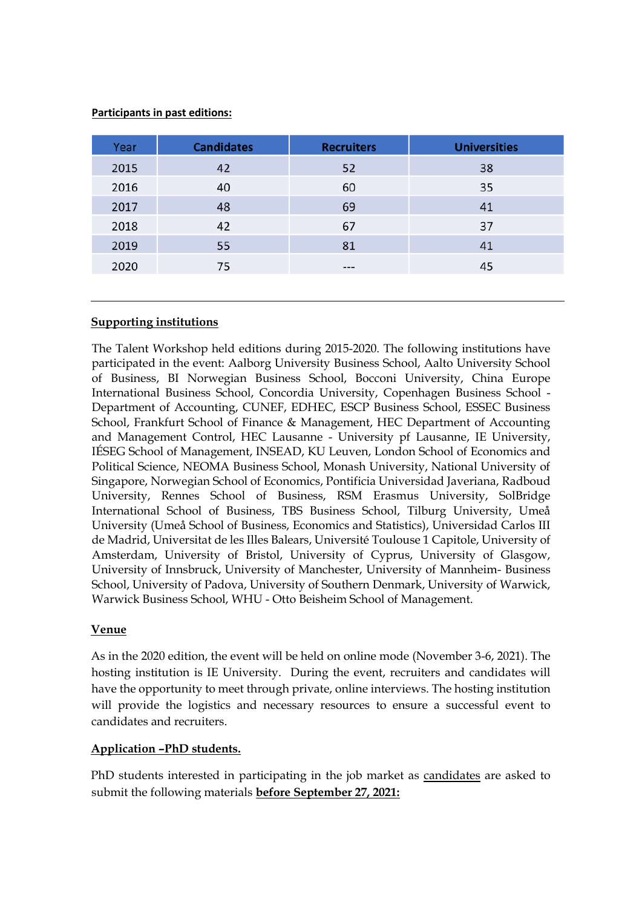**Participants in past editions:**

| Year | Candidates | Recruiters | Universities |
|---|---|---|---|
| 2015 | 42 | 52 | 38 |
| 2016 | 40 | 60 | 35 |
| 2017 | 48 | 69 | 41 |
| 2018 | 42 | 67 | 37 |
| 2019 | 55 | 81 | 41 |
| 2020 | 75 | --- | 45 |

---

**Supporting institutions**

The Talent Workshop held editions during 2015-2020. The following institutions have participated in the event: Aalborg University Business School, Aalto University School of Business, BI Norwegian Business School, Bocconi University, China Europe International Business School, Concordia University, Copenhagen Business School - Department of Accounting, CUNEF, EDHEC, ESCP Business School, ESSEC Business School, Frankfurt School of Finance & Management, HEC Department of Accounting and Management Control, HEC Lausanne - University pf Lausanne, IE University, IÉSEG School of Management, INSEAD, KU Leuven, London School of Economics and Political Science, NEOMA Business School, Monash University, National University of Singapore, Norwegian School of Economics, Pontificia Universidad Javeriana, Radboud University, Rennes School of Business, RSM Erasmus University, SolBridge International School of Business, TBS Business School, Tilburg University, Umeå University (Umeå School of Business, Economics and Statistics), Universidad Carlos III de Madrid, Universitat de les Illes Balears, Université Toulouse 1 Capitole, University of Amsterdam, University of Bristol, University of Cyprus, University of Glasgow, University of Innsbruck, University of Manchester, University of Mannheim- Business School, University of Padova, University of Southern Denmark, University of Warwick, Warwick Business School, WHU - Otto Beisheim School of Management.

**Venue**

As in the 2020 edition, the event will be held on online mode (November 3-6, 2021). The hosting institution is IE University. During the event, recruiters and candidates will have the opportunity to meet through private, online interviews. The hosting institution will provide the logistics and necessary resources to ensure a successful event to candidates and recruiters.

**Application –PhD students.**

PhD students interested in participating in the job market as candidates are asked to submit the following materials **before September 27, 2021:**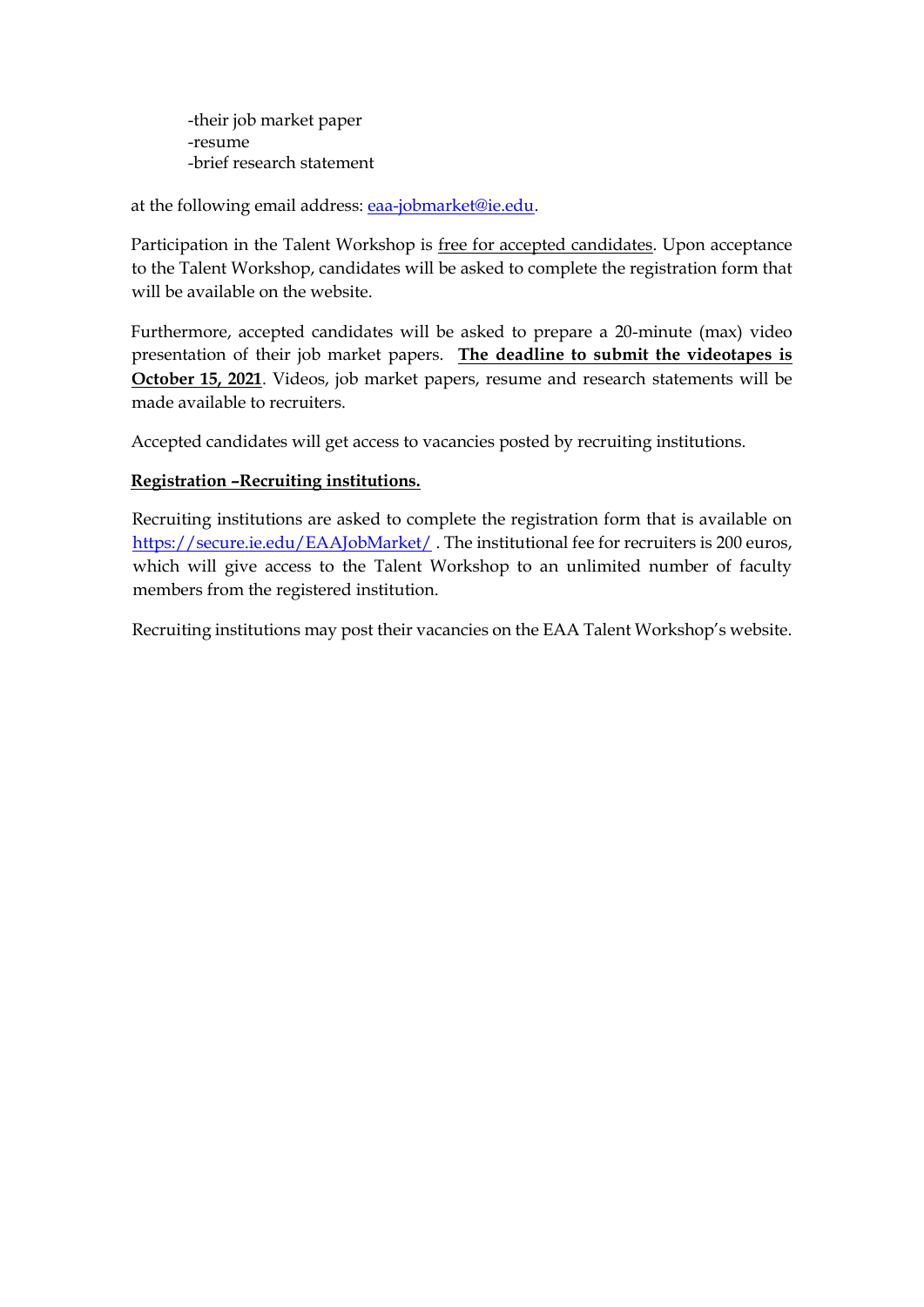-their job market paper
-resume
-brief research statement

at the following email address: eaa-jobmarket@ie.edu.

Participation in the Talent Workshop is free for accepted candidates. Upon acceptance to the Talent Workshop, candidates will be asked to complete the registration form that will be available on the website.

Furthermore, accepted candidates will be asked to prepare a 20-minute (max) video presentation of their job market papers. **The deadline to submit the videotapes is October 15, 2021**. Videos, job market papers, resume and research statements will be made available to recruiters.

Accepted candidates will get access to vacancies posted by recruiting institutions.

**Registration –Recruiting institutions.**

Recruiting institutions are asked to complete the registration form that is available on https://secure.ie.edu/EAAJobMarket/ . The institutional fee for recruiters is 200 euros, which will give access to the Talent Workshop to an unlimited number of faculty members from the registered institution.

Recruiting institutions may post their vacancies on the EAA Talent Workshop's website.